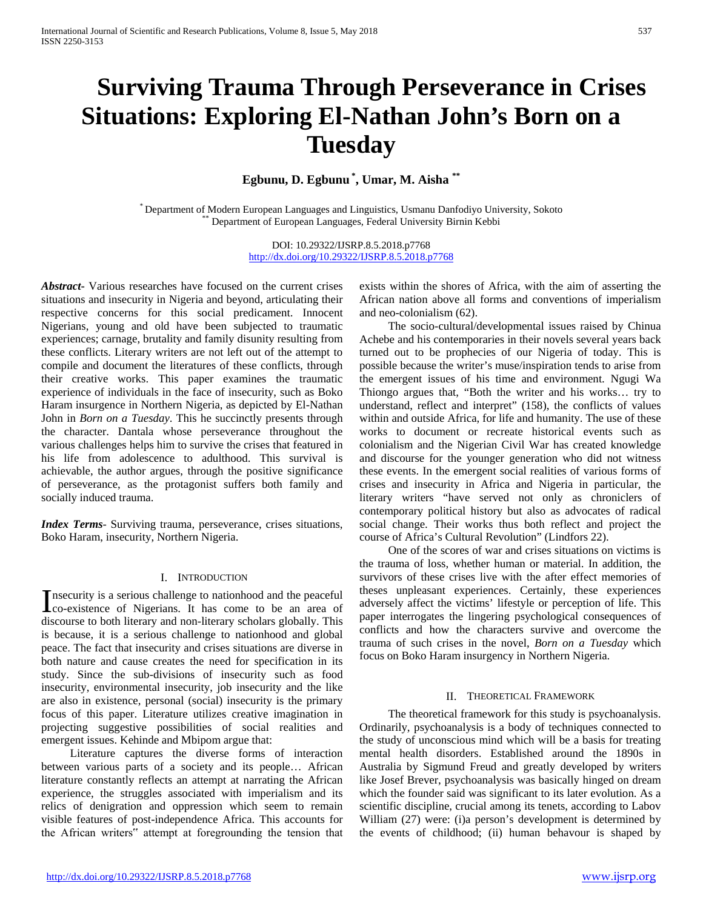# Surviving Trauma Through Perseverance in Crises Situations: Exploring El-Nathan John's Born on a Tuesday

**Egbunu, D. Egbunu [*], Umar, M. Aisha [**]**

[*] Department of Modern European Languages and Linguistics, Usmanu Danfodiyo University, Sokoto
[**] Department of European Languages, Federal University Birnin Kebbi

DOI: 10.29322/IJSRP.8.5.2018.p7768
http://dx.doi.org/10.29322/IJSRP.8.5.2018.p7768

***Abstract***- Various researches have focused on the current crises situations and insecurity in Nigeria and beyond, articulating their respective concerns for this social predicament. Innocent Nigerians, young and old have been subjected to traumatic experiences; carnage, brutality and family disunity resulting from these conflicts. Literary writers are not left out of the attempt to compile and document the literatures of these conflicts, through their creative works. This paper examines the traumatic experience of individuals in the face of insecurity, such as Boko Haram insurgence in Northern Nigeria, as depicted by El-Nathan John in *Born on a Tuesday*. This he succinctly presents through the character. Dantala whose perseverance throughout the various challenges helps him to survive the crises that featured in his life from adolescence to adulthood. This survival is achievable, the author argues, through the positive significance of perseverance, as the protagonist suffers both family and socially induced trauma.

***Index Terms***- Surviving trauma, perseverance, crises situations, Boko Haram, insecurity, Northern Nigeria.

## I. Introduction

Insecurity is a serious challenge to nationhood and the peaceful co-existence of Nigerians. It has come to be an area of discourse to both literary and non-literary scholars globally. This is because, it is a serious challenge to nationhood and global peace. The fact that insecurity and crises situations are diverse in both nature and cause creates the need for specification in its study. Since the sub-divisions of insecurity such as food insecurity, environmental insecurity, job insecurity and the like are also in existence, personal (social) insecurity is the primary focus of this paper. Literature utilizes creative imagination in projecting suggestive possibilities of social realities and emergent issues. Kehinde and Mbipom argue that:

> Literature captures the diverse forms of interaction between various parts of a society and its people… African literature constantly reflects an attempt at narrating the African experience, the struggles associated with imperialism and its relics of denigration and oppression which seem to remain visible features of post-independence Africa. This accounts for the African writers" attempt at foregrounding the tension that exists within the shores of Africa, with the aim of asserting the African nation above all forms and conventions of imperialism and neo-colonialism (62).

The socio-cultural/developmental issues raised by Chinua Achebe and his contemporaries in their novels several years back turned out to be prophecies of our Nigeria of today. This is possible because the writer's muse/inspiration tends to arise from the emergent issues of his time and environment. Ngugi Wa Thiongo argues that, "Both the writer and his works… try to understand, reflect and interpret" (158), the conflicts of values within and outside Africa, for life and humanity. The use of these works to document or recreate historical events such as colonialism and the Nigerian Civil War has created knowledge and discourse for the younger generation who did not witness these events. In the emergent social realities of various forms of crises and insecurity in Africa and Nigeria in particular, the literary writers "have served not only as chroniclers of contemporary political history but also as advocates of radical social change. Their works thus both reflect and project the course of Africa's Cultural Revolution" (Lindfors 22).

One of the scores of war and crises situations on victims is the trauma of loss, whether human or material. In addition, the survivors of these crises live with the after effect memories of theses unpleasant experiences. Certainly, these experiences adversely affect the victims' lifestyle or perception of life. This paper interrogates the lingering psychological consequences of conflicts and how the characters survive and overcome the trauma of such crises in the novel, *Born on a Tuesday* which focus on Boko Haram insurgency in Northern Nigeria.

## II. Theoretical Framework

The theoretical framework for this study is psychoanalysis. Ordinarily, psychoanalysis is a body of techniques connected to the study of unconscious mind which will be a basis for treating mental health disorders. Established around the 1890s in Australia by Sigmund Freud and greatly developed by writers like Josef Brever, psychoanalysis was basically hinged on dream which the founder said was significant to its later evolution. As a scientific discipline, crucial among its tenets, according to Labov William (27) were: (i)a person's development is determined by the events of childhood; (ii) human behaviour is shaped by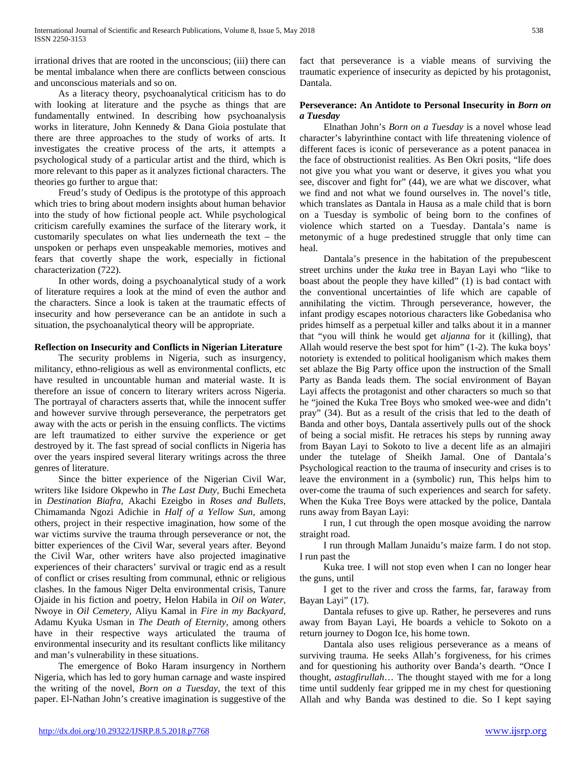irrational drives that are rooted in the unconscious; (iii) there can be mental imbalance when there are conflicts between conscious and unconscious materials and so on.

As a literacy theory, psychoanalytical criticism has to do with looking at literature and the psyche as things that are fundamentally entwined. In describing how psychoanalysis works in literature, John Kennedy & Dana Gioia postulate that there are three approaches to the study of works of arts. It investigates the creative process of the arts, it attempts a psychological study of a particular artist and the third, which is more relevant to this paper as it analyzes fictional characters. The theories go further to argue that:

Freud's study of Oedipus is the prototype of this approach which tries to bring about modern insights about human behavior into the study of how fictional people act. While psychological criticism carefully examines the surface of the literary work, it customarily speculates on what lies underneath the text – the unspoken or perhaps even unspeakable memories, motives and fears that covertly shape the work, especially in fictional characterization (722).

In other words, doing a psychoanalytical study of a work of literature requires a look at the mind of even the author and the characters. Since a look is taken at the traumatic effects of insecurity and how perseverance can be an antidote in such a situation, the psychoanalytical theory will be appropriate.

**Reflection on Insecurity and Conflicts in Nigerian Literature**

The security problems in Nigeria, such as insurgency, militancy, ethno-religious as well as environmental conflicts, etc have resulted in uncountable human and material waste. It is therefore an issue of concern to literary writers across Nigeria. The portrayal of characters asserts that, while the innocent suffer and however survive through perseverance, the perpetrators get away with the acts or perish in the ensuing conflicts. The victims are left traumatized to either survive the experience or get destroyed by it. The fast spread of social conflicts in Nigeria has over the years inspired several literary writings across the three genres of literature.

Since the bitter experience of the Nigerian Civil War, writers like Isidore Okpewho in *The Last Duty*, Buchi Emecheta in *Destination Biafra*, Akachi Ezeigbo in *Roses and Bullets*, Chimamanda Ngozi Adichie in *Half of a Yellow Sun*, among others, project in their respective imagination, how some of the war victims survive the trauma through perseverance or not, the bitter experiences of the Civil War, several years after. Beyond the Civil War, other writers have also projected imaginative experiences of their characters' survival or tragic end as a result of conflict or crises resulting from communal, ethnic or religious clashes. In the famous Niger Delta environmental crisis, Tanure Ojaide in his fiction and poetry, Helon Habila in *Oil on Water*, Nwoye in *Oil Cemetery*, Aliyu Kamal in *Fire in my Backyard*, Adamu Kyuka Usman in *The Death of Eternity*, among others have in their respective ways articulated the trauma of environmental insecurity and its resultant conflicts like militancy and man's vulnerability in these situations.

The emergence of Boko Haram insurgency in Northern Nigeria, which has led to gory human carnage and waste inspired the writing of the novel, *Born on a Tuesday*, the text of this paper. El-Nathan John's creative imagination is suggestive of the fact that perseverance is a viable means of surviving the traumatic experience of insecurity as depicted by his protagonist, Dantala.

**Perseverance: An Antidote to Personal Insecurity in *Born on a Tuesday***

Elnathan John's *Born on a Tuesday* is a novel whose lead character's labyrinthine contact with life threatening violence of different faces is iconic of perseverance as a potent panacea in the face of obstructionist realities. As Ben Okri posits, "life does not give you what you want or deserve, it gives you what you see, discover and fight for" (44), we are what we discover, what we find and not what we found ourselves in. The novel's title, which translates as Dantala in Hausa as a male child that is born on a Tuesday is symbolic of being born to the confines of violence which started on a Tuesday. Dantala's name is metonymic of a huge predestined struggle that only time can heal.

Dantala's presence in the habitation of the prepubescent street urchins under the *kuka* tree in Bayan Layi who "like to boast about the people they have killed" (1) is bad contact with the conventional uncertainties of life which are capable of annihilating the victim. Through perseverance, however, the infant prodigy escapes notorious characters like Gobedanisa who prides himself as a perpetual killer and talks about it in a manner that "you will think he would get *aljanna* for it (killing), that Allah would reserve the best spot for him" (1-2). The kuka boys' notoriety is extended to political hooliganism which makes them set ablaze the Big Party office upon the instruction of the Small Party as Banda leads them. The social environment of Bayan Layi affects the protagonist and other characters so much so that he "joined the Kuka Tree Boys who smoked wee-wee and didn't pray" (34). But as a result of the crisis that led to the death of Banda and other boys, Dantala assertively pulls out of the shock of being a social misfit. He retraces his steps by running away from Bayan Layi to Sokoto to live a decent life as an almajiri under the tutelage of Sheikh Jamal. One of Dantala's Psychological reaction to the trauma of insecurity and crises is to leave the environment in a (symbolic) run, This helps him to over-come the trauma of such experiences and search for safety. When the Kuka Tree Boys were attacked by the police, Dantala runs away from Bayan Layi:

I run, I cut through the open mosque avoiding the narrow straight road.

I run through Mallam Junaidu's maize farm. I do not stop. I run past the

Kuka tree. I will not stop even when I can no longer hear the guns, until

I get to the river and cross the farms, far, faraway from Bayan Layi" (17).

Dantala refuses to give up. Rather, he perseveres and runs away from Bayan Layi, He boards a vehicle to Sokoto on a return journey to Dogon Ice, his home town.

Dantala also uses religious perseverance as a means of surviving trauma. He seeks Allah's forgiveness, for his crimes and for questioning his authority over Banda's dearth. "Once I thought, *astagfirullah*… The thought stayed with me for a long time until suddenly fear gripped me in my chest for questioning Allah and why Banda was destined to die. So I kept saying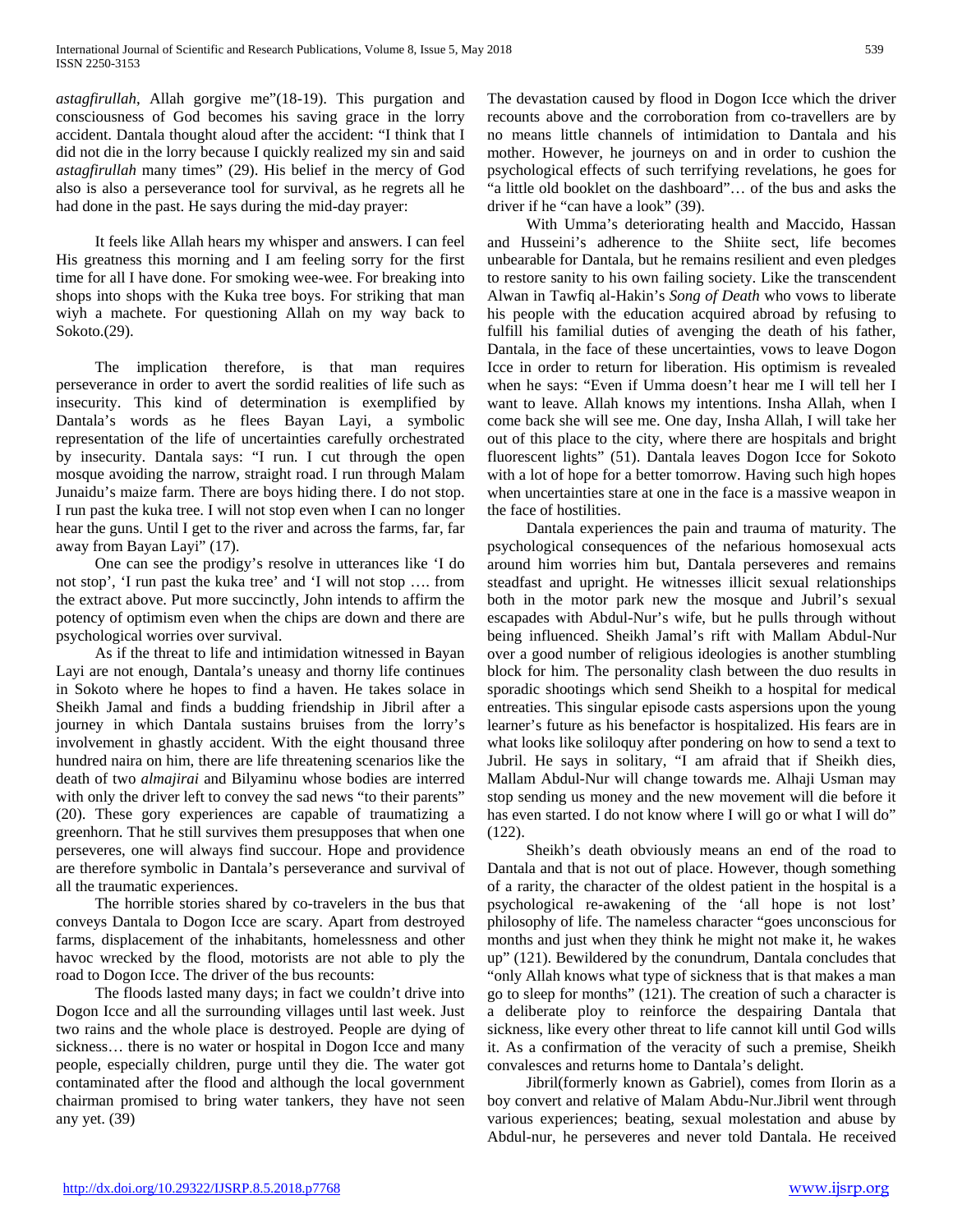*astagfirullah*, Allah gorgive me"(18-19). This purgation and consciousness of God becomes his saving grace in the lorry accident. Dantala thought aloud after the accident: "I think that I did not die in the lorry because I quickly realized my sin and said *astagfirullah* many times" (29). His belief in the mercy of God also is also a perseverance tool for survival, as he regrets all he had done in the past. He says during the mid-day prayer:

> It feels like Allah hears my whisper and answers. I can feel His greatness this morning and I am feeling sorry for the first time for all I have done. For smoking wee-wee. For breaking into shops into shops with the Kuka tree boys. For striking that man wiyh a machete. For questioning Allah on my way back to Sokoto.(29).

The implication therefore, is that man requires perseverance in order to avert the sordid realities of life such as insecurity. This kind of determination is exemplified by Dantala's words as he flees Bayan Layi, a symbolic representation of the life of uncertainties carefully orchestrated by insecurity. Dantala says: "I run. I cut through the open mosque avoiding the narrow, straight road. I run through Malam Junaidu's maize farm. There are boys hiding there. I do not stop. I run past the kuka tree. I will not stop even when I can no longer hear the guns. Until I get to the river and across the farms, far, far away from Bayan Layi" (17).

One can see the prodigy's resolve in utterances like 'I do not stop', 'I run past the kuka tree' and 'I will not stop …. from the extract above. Put more succinctly, John intends to affirm the potency of optimism even when the chips are down and there are psychological worries over survival.

As if the threat to life and intimidation witnessed in Bayan Layi are not enough, Dantala's uneasy and thorny life continues in Sokoto where he hopes to find a haven. He takes solace in Sheikh Jamal and finds a budding friendship in Jibril after a journey in which Dantala sustains bruises from the lorry's involvement in ghastly accident. With the eight thousand three hundred naira on him, there are life threatening scenarios like the death of two *almajirai* and Bilyaminu whose bodies are interred with only the driver left to convey the sad news "to their parents" (20). These gory experiences are capable of traumatizing a greenhorn. That he still survives them presupposes that when one perseveres, one will always find succour. Hope and providence are therefore symbolic in Dantala's perseverance and survival of all the traumatic experiences.

The horrible stories shared by co-travelers in the bus that conveys Dantala to Dogon Icce are scary. Apart from destroyed farms, displacement of the inhabitants, homelessness and other havoc wrecked by the flood, motorists are not able to ply the road to Dogon Icce. The driver of the bus recounts:

> The floods lasted many days; in fact we couldn't drive into Dogon Icce and all the surrounding villages until last week. Just two rains and the whole place is destroyed. People are dying of sickness… there is no water or hospital in Dogon Icce and many people, especially children, purge until they die. The water got contaminated after the flood and although the local government chairman promised to bring water tankers, they have not seen any yet. (39)

The devastation caused by flood in Dogon Icce which the driver recounts above and the corroboration from co-travellers are by no means little channels of intimidation to Dantala and his mother. However, he journeys on and in order to cushion the psychological effects of such terrifying revelations, he goes for "a little old booklet on the dashboard"… of the bus and asks the driver if he "can have a look" (39).

With Umma's deteriorating health and Maccido, Hassan and Husseini's adherence to the Shiite sect, life becomes unbearable for Dantala, but he remains resilient and even pledges to restore sanity to his own failing society. Like the transcendent Alwan in Tawfiq al-Hakin's *Song of Death* who vows to liberate his people with the education acquired abroad by refusing to fulfill his familial duties of avenging the death of his father, Dantala, in the face of these uncertainties, vows to leave Dogon Icce in order to return for liberation. His optimism is revealed when he says: "Even if Umma doesn't hear me I will tell her I want to leave. Allah knows my intentions. Insha Allah, when I come back she will see me. One day, Insha Allah, I will take her out of this place to the city, where there are hospitals and bright fluorescent lights" (51). Dantala leaves Dogon Icce for Sokoto with a lot of hope for a better tomorrow. Having such high hopes when uncertainties stare at one in the face is a massive weapon in the face of hostilities.

Dantala experiences the pain and trauma of maturity. The psychological consequences of the nefarious homosexual acts around him worries him but, Dantala perseveres and remains steadfast and upright. He witnesses illicit sexual relationships both in the motor park new the mosque and Jubril's sexual escapades with Abdul-Nur's wife, but he pulls through without being influenced. Sheikh Jamal's rift with Mallam Abdul-Nur over a good number of religious ideologies is another stumbling block for him. The personality clash between the duo results in sporadic shootings which send Sheikh to a hospital for medical entreaties. This singular episode casts aspersions upon the young learner's future as his benefactor is hospitalized. His fears are in what looks like soliloquy after pondering on how to send a text to Jubril. He says in solitary, "I am afraid that if Sheikh dies, Mallam Abdul-Nur will change towards me. Alhaji Usman may stop sending us money and the new movement will die before it has even started. I do not know where I will go or what I will do" (122).

Sheikh's death obviously means an end of the road to Dantala and that is not out of place. However, though something of a rarity, the character of the oldest patient in the hospital is a psychological re-awakening of the 'all hope is not lost' philosophy of life. The nameless character "goes unconscious for months and just when they think he might not make it, he wakes up" (121). Bewildered by the conundrum, Dantala concludes that "only Allah knows what type of sickness that is that makes a man go to sleep for months" (121). The creation of such a character is a deliberate ploy to reinforce the despairing Dantala that sickness, like every other threat to life cannot kill until God wills it. As a confirmation of the veracity of such a premise, Sheikh convalesces and returns home to Dantala's delight.

Jibril(formerly known as Gabriel), comes from Ilorin as a boy convert and relative of Malam Abdu-Nur.Jibril went through various experiences; beating, sexual molestation and abuse by Abdul-nur, he perseveres and never told Dantala. He received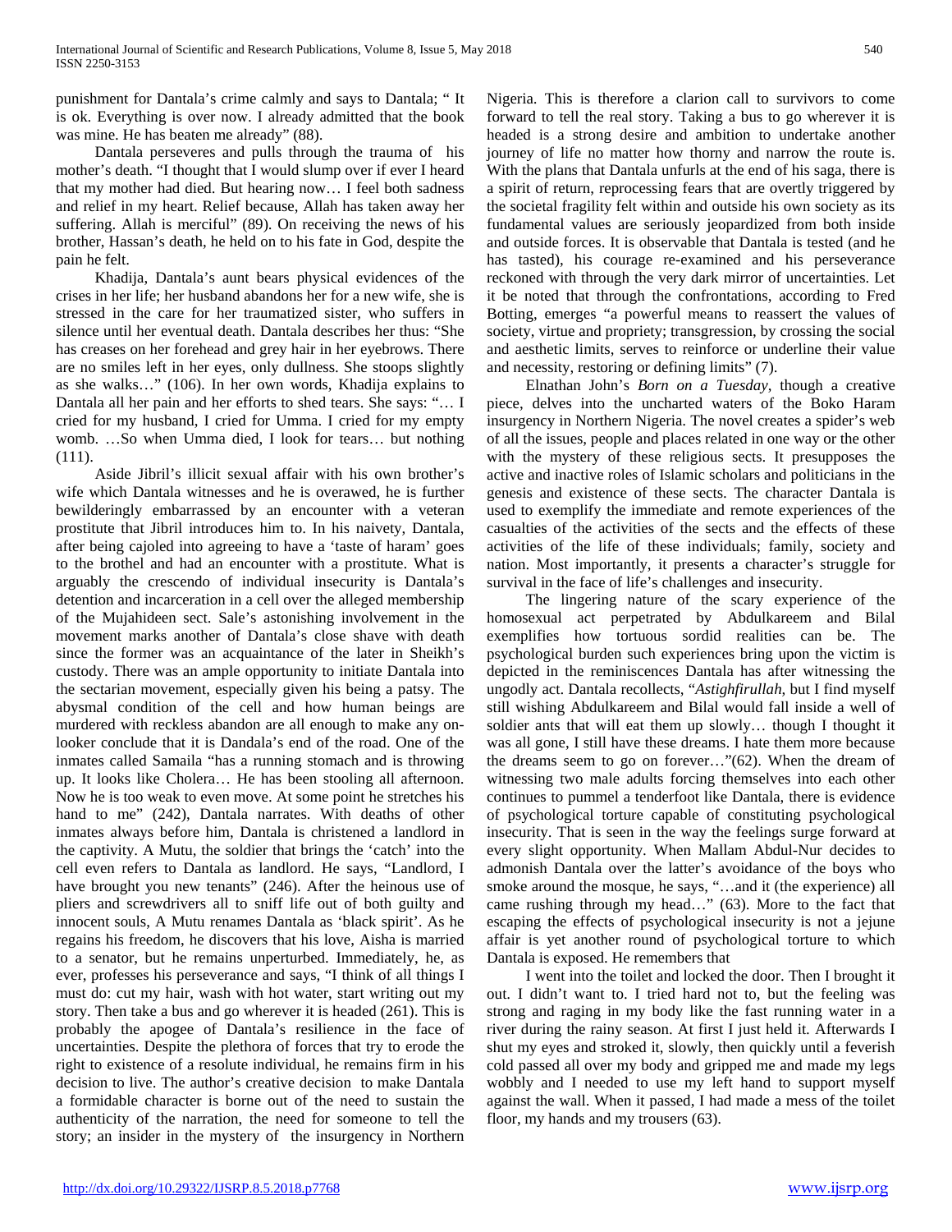punishment for Dantala's crime calmly and says to Dantala; " It is ok. Everything is over now. I already admitted that the book was mine. He has beaten me already" (88).

Dantala perseveres and pulls through the trauma of his mother's death. "I thought that I would slump over if ever I heard that my mother had died. But hearing now… I feel both sadness and relief in my heart. Relief because, Allah has taken away her suffering. Allah is merciful" (89). On receiving the news of his brother, Hassan's death, he held on to his fate in God, despite the pain he felt.

Khadija, Dantala's aunt bears physical evidences of the crises in her life; her husband abandons her for a new wife, she is stressed in the care for her traumatized sister, who suffers in silence until her eventual death. Dantala describes her thus: "She has creases on her forehead and grey hair in her eyebrows. There are no smiles left in her eyes, only dullness. She stoops slightly as she walks…" (106). In her own words, Khadija explains to Dantala all her pain and her efforts to shed tears. She says: "… I cried for my husband, I cried for Umma. I cried for my empty womb. …So when Umma died, I look for tears… but nothing (111).

Aside Jibril's illicit sexual affair with his own brother's wife which Dantala witnesses and he is overawed, he is further bewilderingly embarrassed by an encounter with a veteran prostitute that Jibril introduces him to. In his naivety, Dantala, after being cajoled into agreeing to have a 'taste of haram' goes to the brothel and had an encounter with a prostitute. What is arguably the crescendo of individual insecurity is Dantala's detention and incarceration in a cell over the alleged membership of the Mujahideen sect. Sale's astonishing involvement in the movement marks another of Dantala's close shave with death since the former was an acquaintance of the later in Sheikh's custody. There was an ample opportunity to initiate Dantala into the sectarian movement, especially given his being a patsy. The abysmal condition of the cell and how human beings are murdered with reckless abandon are all enough to make any on-looker conclude that it is Dandala's end of the road. One of the inmates called Samaila "has a running stomach and is throwing up. It looks like Cholera… He has been stooling all afternoon. Now he is too weak to even move. At some point he stretches his hand to me" (242), Dantala narrates. With deaths of other inmates always before him, Dantala is christened a landlord in the captivity. A Mutu, the soldier that brings the 'catch' into the cell even refers to Dantala as landlord. He says, "Landlord, I have brought you new tenants" (246). After the heinous use of pliers and screwdrivers all to sniff life out of both guilty and innocent souls, A Mutu renames Dantala as 'black spirit'. As he regains his freedom, he discovers that his love, Aisha is married to a senator, but he remains unperturbed. Immediately, he, as ever, professes his perseverance and says, "I think of all things I must do: cut my hair, wash with hot water, start writing out my story. Then take a bus and go wherever it is headed (261). This is probably the apogee of Dantala's resilience in the face of uncertainties. Despite the plethora of forces that try to erode the right to existence of a resolute individual, he remains firm in his decision to live. The author's creative decision to make Dantala a formidable character is borne out of the need to sustain the authenticity of the narration, the need for someone to tell the story; an insider in the mystery of the insurgency in Northern Nigeria. This is therefore a clarion call to survivors to come forward to tell the real story. Taking a bus to go wherever it is headed is a strong desire and ambition to undertake another journey of life no matter how thorny and narrow the route is. With the plans that Dantala unfurls at the end of his saga, there is a spirit of return, reprocessing fears that are overtly triggered by the societal fragility felt within and outside his own society as its fundamental values are seriously jeopardized from both inside and outside forces. It is observable that Dantala is tested (and he has tasted), his courage re-examined and his perseverance reckoned with through the very dark mirror of uncertainties. Let it be noted that through the confrontations, according to Fred Botting, emerges "a powerful means to reassert the values of society, virtue and propriety; transgression, by crossing the social and aesthetic limits, serves to reinforce or underline their value and necessity, restoring or defining limits" (7).

Elnathan John's *Born on a Tuesday*, though a creative piece, delves into the uncharted waters of the Boko Haram insurgency in Northern Nigeria. The novel creates a spider's web of all the issues, people and places related in one way or the other with the mystery of these religious sects. It presupposes the active and inactive roles of Islamic scholars and politicians in the genesis and existence of these sects. The character Dantala is used to exemplify the immediate and remote experiences of the casualties of the activities of the sects and the effects of these activities of the life of these individuals; family, society and nation. Most importantly, it presents a character's struggle for survival in the face of life's challenges and insecurity.

The lingering nature of the scary experience of the homosexual act perpetrated by Abdulkareem and Bilal exemplifies how tortuous sordid realities can be. The psychological burden such experiences bring upon the victim is depicted in the reminiscences Dantala has after witnessing the ungodly act. Dantala recollects, "*Astighfirullah*, but I find myself still wishing Abdulkareem and Bilal would fall inside a well of soldier ants that will eat them up slowly… though I thought it was all gone, I still have these dreams. I hate them more because the dreams seem to go on forever…"(62). When the dream of witnessing two male adults forcing themselves into each other continues to pummel a tenderfoot like Dantala, there is evidence of psychological torture capable of constituting psychological insecurity. That is seen in the way the feelings surge forward at every slight opportunity. When Mallam Abdul-Nur decides to admonish Dantala over the latter's avoidance of the boys who smoke around the mosque, he says, "…and it (the experience) all came rushing through my head…" (63). More to the fact that escaping the effects of psychological insecurity is not a jejune affair is yet another round of psychological torture to which Dantala is exposed. He remembers that

I went into the toilet and locked the door. Then I brought it out. I didn't want to. I tried hard not to, but the feeling was strong and raging in my body like the fast running water in a river during the rainy season. At first I just held it. Afterwards I shut my eyes and stroked it, slowly, then quickly until a feverish cold passed all over my body and gripped me and made my legs wobbly and I needed to use my left hand to support myself against the wall. When it passed, I had made a mess of the toilet floor, my hands and my trousers (63).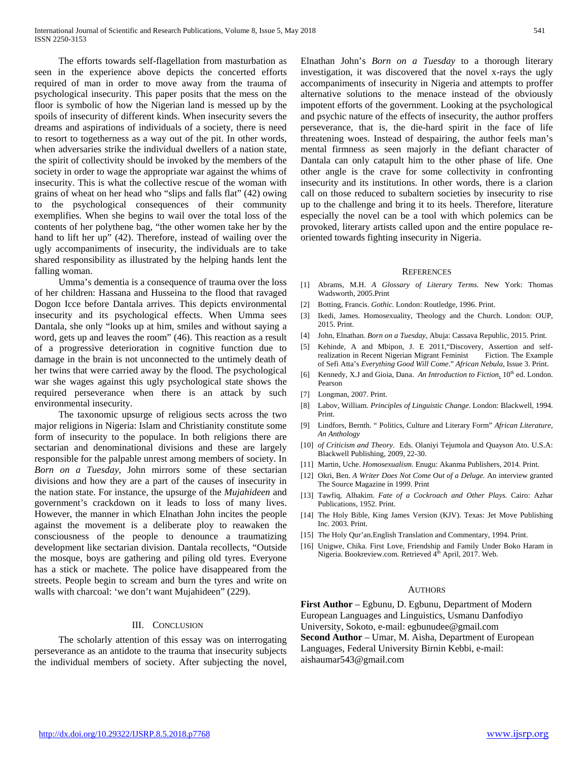The efforts towards self-flagellation from masturbation as seen in the experience above depicts the concerted efforts required of man in order to move away from the trauma of psychological insecurity. This paper posits that the mess on the floor is symbolic of how the Nigerian land is messed up by the spoils of insecurity of different kinds. When insecurity severs the dreams and aspirations of individuals of a society, there is need to resort to togetherness as a way out of the pit. In other words, when adversaries strike the individual dwellers of a nation state, the spirit of collectivity should be invoked by the members of the society in order to wage the appropriate war against the whims of insecurity. This is what the collective rescue of the woman with grains of wheat on her head who "slips and falls flat" (42) owing to the psychological consequences of their community exemplifies. When she begins to wail over the total loss of the contents of her polythene bag, "the other women take her by the hand to lift her up" (42). Therefore, instead of wailing over the ugly accompaniments of insecurity, the individuals are to take shared responsibility as illustrated by the helping hands lent the falling woman.

Umma's dementia is a consequence of trauma over the loss of her children: Hassana and Husseina to the flood that ravaged Dogon Icce before Dantala arrives. This depicts environmental insecurity and its psychological effects. When Umma sees Dantala, she only "looks up at him, smiles and without saying a word, gets up and leaves the room" (46). This reaction as a result of a progressive deterioration in cognitive function due to damage in the brain is not unconnected to the untimely death of her twins that were carried away by the flood. The psychological war she wages against this ugly psychological state shows the required perseverance when there is an attack by such environmental insecurity.

The taxonomic upsurge of religious sects across the two major religions in Nigeria: Islam and Christianity constitute some form of insecurity to the populace. In both religions there are sectarian and denominational divisions and these are largely responsible for the palpable unrest among members of society. In *Born on a Tuesday*, John mirrors some of these sectarian divisions and how they are a part of the causes of insecurity in the nation state. For instance, the upsurge of the *Mujahideen* and government's crackdown on it leads to loss of many lives. However, the manner in which Elnathan John incites the people against the movement is a deliberate ploy to reawaken the consciousness of the people to denounce a traumatizing development like sectarian division. Dantala recollects, "Outside the mosque, boys are gathering and piling old tyres. Everyone has a stick or machete. The police have disappeared from the streets. People begin to scream and burn the tyres and write on walls with charcoal: 'we don't want Mujahideen" (229).

## III. Conclusion

The scholarly attention of this essay was on interrogating perseverance as an antidote to the trauma that insecurity subjects the individual members of society. After subjecting the novel, Elnathan John's *Born on a Tuesday* to a thorough literary investigation, it was discovered that the novel x-rays the ugly accompaniments of insecurity in Nigeria and attempts to proffer alternative solutions to the menace instead of the obviously impotent efforts of the government. Looking at the psychological and psychic nature of the effects of insecurity, the author proffers perseverance, that is, the die-hard spirit in the face of life threatening woes. Instead of despairing, the author feels man's mental firmness as seen majorly in the defiant character of Dantala can only catapult him to the other phase of life. One other angle is the crave for some collectivity in confronting insecurity and its institutions. In other words, there is a clarion call on those reduced to subaltern societies by insecurity to rise up to the challenge and bring it to its heels. Therefore, literature especially the novel can be a tool with which polemics can be provoked, literary artists called upon and the entire populace re-oriented towards fighting insecurity in Nigeria.

## References

[1] Abrams, M.H. *A Glossary of Literary Terms.* New York: Thomas Wadsworth, 2005.Print

[2] Botting, Francis. *Gothic.* London: Routledge, 1996. Print.

[3] Ikedi, James. Homosexuality, Theology and the Church. London: OUP, 2015. Print.

[4] John, Elnathan. *Born on a Tuesday,* Abuja: Cassava Republic, 2015. Print.

[5] Kehinde, A and Mbipon, J. E 2011,"Discovery, Assertion and self-realization in Recent Nigerian Migrant Feminist Fiction. The Example of Sefi Atta's *Everything Good Will Come*." *African Nebula,* Issue 3. Print.

[6] Kennedy, X.J and Gioia, Dana. *An Introduction to Fiction.* 10th ed. London. Pearson

[7] Longman, 2007. Print.

[8] Labov, William. *Principles of Linguistic Change*. London: Blackwell, 1994. Print.

[9] Lindfors, Bernth. " Politics, Culture and Literary Form" *African Literature, An Anthology*

[10] *of Criticism and Theory.* Eds. Olaniyi Tejumola and Quayson Ato. U.S.A: Blackwell Publishing, 2009, 22-30.

[11] Martin, Uche. *Homosexualism.* Enugu: Akanma Publishers, 2014. Print.

[12] Okri, Ben. *A Writer Does Not Come Out of a Deluge.* An interview granted The Source Magazine in 1999. Print

[13] Tawfiq, Alhakim. *Fate of a Cockroach and Other Plays.* Cairo: Azhar Publications, 1952. Print.

[14] The Holy Bible, King James Version (KJV). Texas: Jet Move Publishing Inc. 2003. Print.

[15] The Holy Qur'an.English Translation and Commentary, 1994. Print.

[16] Unigwe, Chika. First Love, Friendship and Family Under Boko Haram in Nigeria. Bookreview.com. Retrieved 4th April, 2017. Web.

## Authors

**First Author** – Egbunu, D. Egbunu, Department of Modern European Languages and Linguistics, Usmanu Danfodiyo University, Sokoto, e-mail: egbunudee@gmail.com

**Second Author** – Umar, M. Aisha, Department of European Languages, Federal University Birnin Kebbi, e-mail: aishaumar543@gmail.com